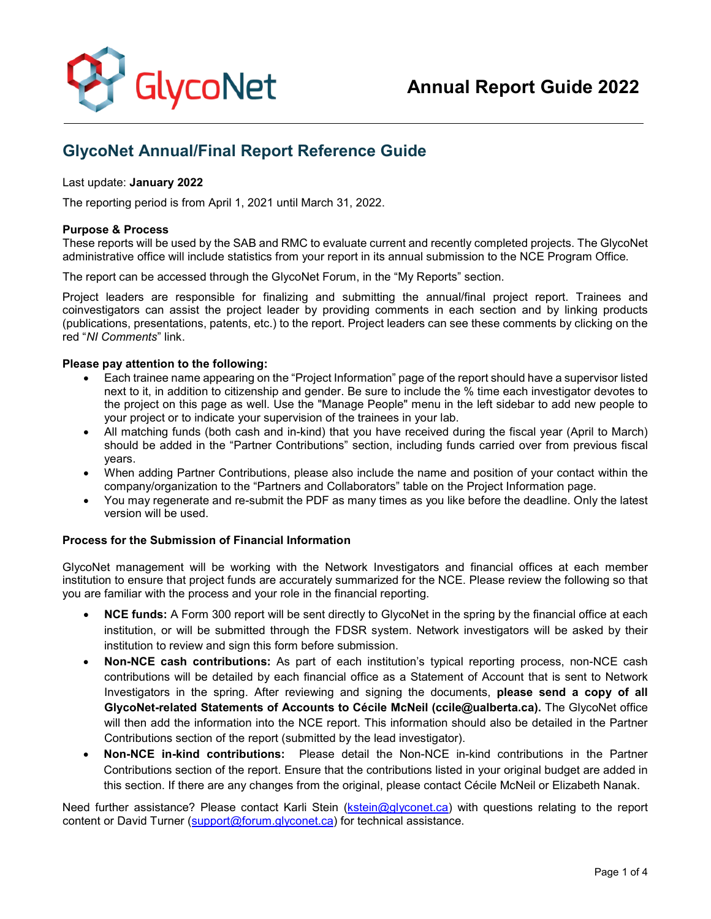GlycoNet

# Annual Report Guide 2022

## GlycoNet Annual/Final Report Reference Guide

Last update: **January 2022**

The reporting period is from April 1, 2021 until March 31, 2022.

**Purpose & Process**

These reports will be used by the SAB and RMC to evaluate current and recently completed projects. The GlycoNet administrative office will include statistics from your report in its annual submission to the NCE Program Office.

The report can be accessed through the GlycoNet Forum, in the “My Reports” section.

Project leaders are responsible for finalizing and submitting the annual/final project report. Trainees and coinvestigators can assist the project leader by providing comments in each section and by linking products (publications, presentations, patents, etc.) to the report. Project leaders can see these comments by clicking on the red “*NI Comments*” link.

**Please pay attention to the following:**

- Each trainee name appearing on the “Project Information” page of the report should have a supervisor listed next to it, in addition to citizenship and gender. Be sure to include the % time each investigator devotes to the project on this page as well. Use the "Manage People" menu in the left sidebar to add new people to your project or to indicate your supervision of the trainees in your lab.
- All matching funds (both cash and in-kind) that you have received during the fiscal year (April to March) should be added in the “Partner Contributions” section, including funds carried over from previous fiscal years.
- When adding Partner Contributions, please also include the name and position of your contact within the company/organization to the “Partners and Collaborators” table on the Project Information page.
- You may regenerate and re-submit the PDF as many times as you like before the deadline. Only the latest version will be used.

**Process for the Submission of Financial Information**

GlycoNet management will be working with the Network Investigators and financial offices at each member institution to ensure that project funds are accurately summarized for the NCE. Please review the following so that you are familiar with the process and your role in the financial reporting.

- **NCE funds:** A Form 300 report will be sent directly to GlycoNet in the spring by the financial office at each institution, or will be submitted through the FDSR system. Network investigators will be asked by their institution to review and sign this form before submission.
- **Non-NCE cash contributions:** As part of each institution’s typical reporting process, non-NCE cash contributions will be detailed by each financial office as a Statement of Account that is sent to Network Investigators in the spring. After reviewing and signing the documents, **please send a copy of all GlycoNet-related Statements of Accounts to Cécile McNeil (ccile@ualberta.ca).** The GlycoNet office will then add the information into the NCE report. This information should also be detailed in the Partner Contributions section of the report (submitted by the lead investigator).
- **Non-NCE in-kind contributions:** Please detail the Non-NCE in-kind contributions in the Partner Contributions section of the report. Ensure that the contributions listed in your original budget are added in this section. If there are any changes from the original, please contact Cécile McNeil or Elizabeth Nanak.

Need further assistance? Please contact Karli Stein (kstein@glyconet.ca) with questions relating to the report content or David Turner (support@forum.glyconet.ca) for technical assistance.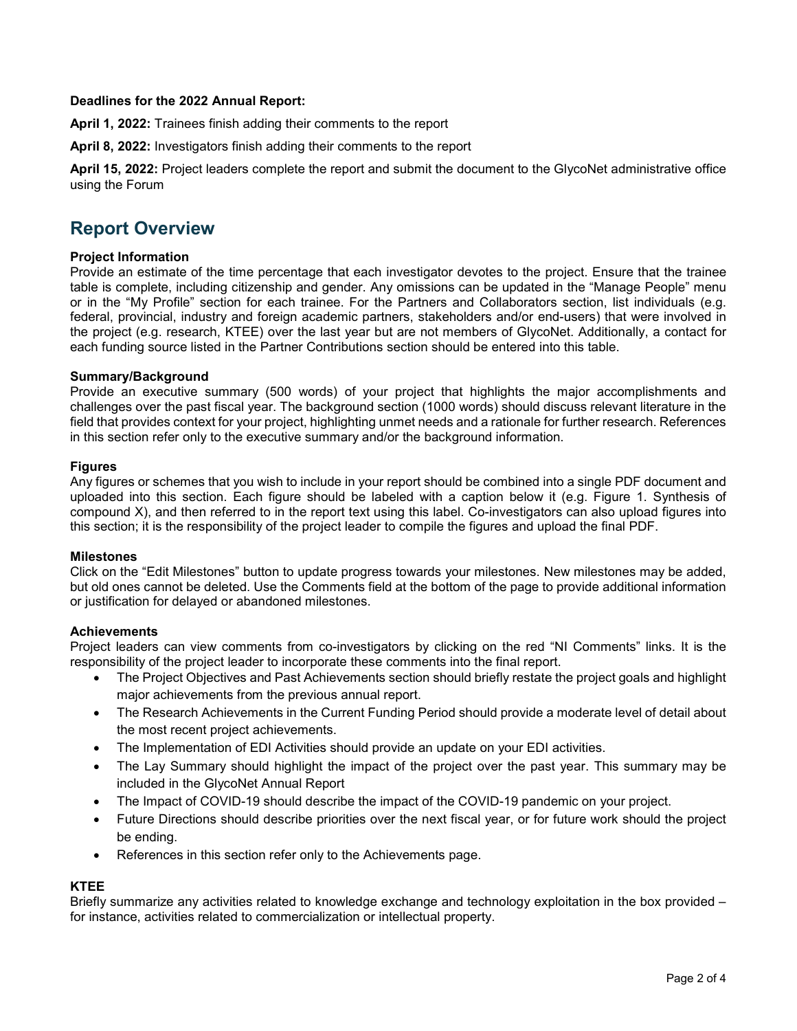**Deadlines for the 2022 Annual Report:**

**April 1, 2022:** Trainees finish adding their comments to the report

**April 8, 2022:** Investigators finish adding their comments to the report

**April 15, 2022:** Project leaders complete the report and submit the document to the GlycoNet administrative office using the Forum

## Report Overview

**Project Information**

Provide an estimate of the time percentage that each investigator devotes to the project. Ensure that the trainee table is complete, including citizenship and gender. Any omissions can be updated in the "Manage People" menu or in the "My Profile" section for each trainee. For the Partners and Collaborators section, list individuals (e.g. federal, provincial, industry and foreign academic partners, stakeholders and/or end-users) that were involved in the project (e.g. research, KTEE) over the last year but are not members of GlycoNet. Additionally, a contact for each funding source listed in the Partner Contributions section should be entered into this table.

**Summary/Background**

Provide an executive summary (500 words) of your project that highlights the major accomplishments and challenges over the past fiscal year. The background section (1000 words) should discuss relevant literature in the field that provides context for your project, highlighting unmet needs and a rationale for further research. References in this section refer only to the executive summary and/or the background information.

**Figures**

Any figures or schemes that you wish to include in your report should be combined into a single PDF document and uploaded into this section. Each figure should be labeled with a caption below it (e.g. Figure 1. Synthesis of compound X), and then referred to in the report text using this label. Co-investigators can also upload figures into this section; it is the responsibility of the project leader to compile the figures and upload the final PDF.

**Milestones**

Click on the "Edit Milestones" button to update progress towards your milestones. New milestones may be added, but old ones cannot be deleted. Use the Comments field at the bottom of the page to provide additional information or justification for delayed or abandoned milestones.

**Achievements**

Project leaders can view comments from co-investigators by clicking on the red "NI Comments" links. It is the responsibility of the project leader to incorporate these comments into the final report.

- The Project Objectives and Past Achievements section should briefly restate the project goals and highlight major achievements from the previous annual report.
- The Research Achievements in the Current Funding Period should provide a moderate level of detail about the most recent project achievements.
- The Implementation of EDI Activities should provide an update on your EDI activities.
- The Lay Summary should highlight the impact of the project over the past year. This summary may be included in the GlycoNet Annual Report
- The Impact of COVID-19 should describe the impact of the COVID-19 pandemic on your project.
- Future Directions should describe priorities over the next fiscal year, or for future work should the project be ending.
- References in this section refer only to the Achievements page.

**KTEE**

Briefly summarize any activities related to knowledge exchange and technology exploitation in the box provided – for instance, activities related to commercialization or intellectual property.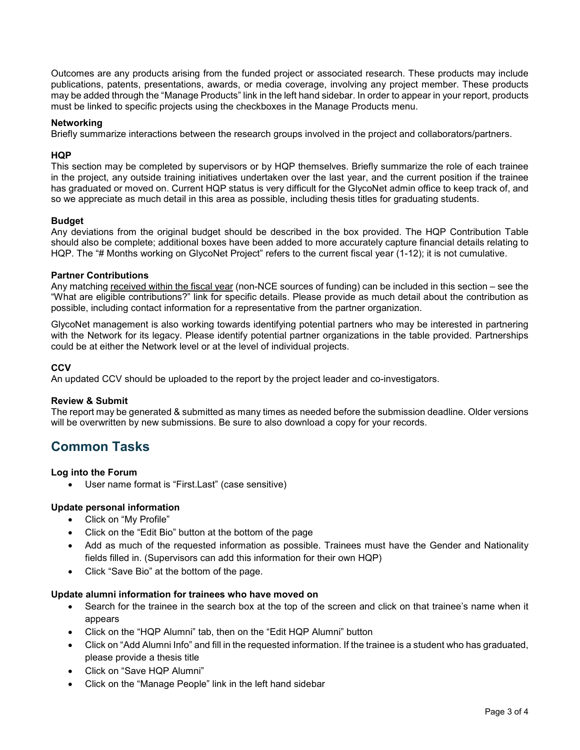Outcomes are any products arising from the funded project or associated research. These products may include publications, patents, presentations, awards, or media coverage, involving any project member. These products may be added through the “Manage Products” link in the left hand sidebar. In order to appear in your report, products must be linked to specific projects using the checkboxes in the Manage Products menu.

**Networking**
Briefly summarize interactions between the research groups involved in the project and collaborators/partners.

**HQP**
This section may be completed by supervisors or by HQP themselves. Briefly summarize the role of each trainee in the project, any outside training initiatives undertaken over the last year, and the current position if the trainee has graduated or moved on. Current HQP status is very difficult for the GlycoNet admin office to keep track of, and so we appreciate as much detail in this area as possible, including thesis titles for graduating students.

**Budget**
Any deviations from the original budget should be described in the box provided. The HQP Contribution Table should also be complete; additional boxes have been added to more accurately capture financial details relating to HQP. The “# Months working on GlycoNet Project” refers to the current fiscal year (1-12); it is not cumulative.

**Partner Contributions**
Any matching <u>received within the fiscal year</u> (non-NCE sources of funding) can be included in this section – see the “What are eligible contributions?” link for specific details. Please provide as much detail about the contribution as possible, including contact information for a representative from the partner organization.

GlycoNet management is also working towards identifying potential partners who may be interested in partnering with the Network for its legacy. Please identify potential partner organizations in the table provided. Partnerships could be at either the Network level or at the level of individual projects.

**CCV**
An updated CCV should be uploaded to the report by the project leader and co-investigators.

**Review & Submit**
The report may be generated & submitted as many times as needed before the submission deadline. Older versions will be overwritten by new submissions. Be sure to also download a copy for your records.

## Common Tasks

**Log into the Forum**

- User name format is “First.Last” (case sensitive)

**Update personal information**

- Click on “My Profile”
- Click on the “Edit Bio” button at the bottom of the page
- Add as much of the requested information as possible. Trainees must have the Gender and Nationality fields filled in. (Supervisors can add this information for their own HQP)
- Click “Save Bio” at the bottom of the page.

**Update alumni information for trainees who have moved on**

- Search for the trainee in the search box at the top of the screen and click on that trainee’s name when it appears
- Click on the “HQP Alumni” tab, then on the “Edit HQP Alumni” button
- Click on “Add Alumni Info” and fill in the requested information. If the trainee is a student who has graduated, please provide a thesis title
- Click on “Save HQP Alumni”
- Click on the “Manage People” link in the left hand sidebar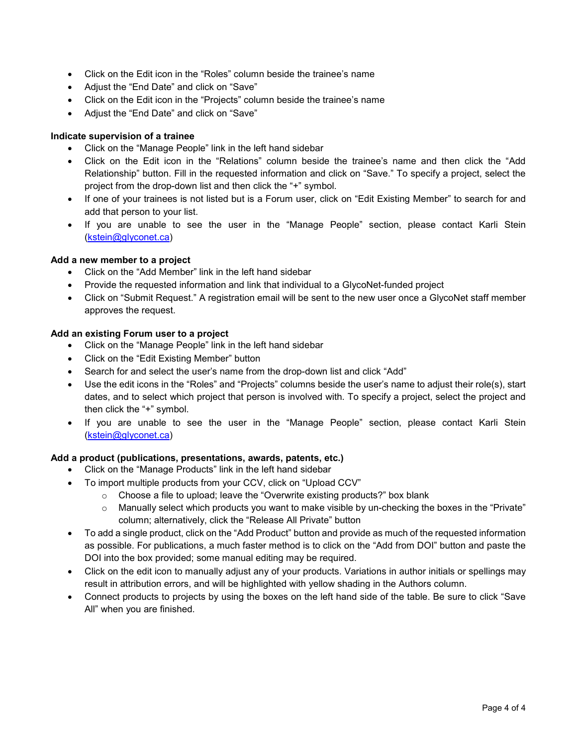- Click on the Edit icon in the “Roles” column beside the trainee’s name
- Adjust the “End Date” and click on “Save”
- Click on the Edit icon in the “Projects” column beside the trainee’s name
- Adjust the “End Date” and click on “Save”

**Indicate supervision of a trainee**

- Click on the “Manage People” link in the left hand sidebar
- Click on the Edit icon in the “Relations” column beside the trainee’s name and then click the “Add Relationship” button. Fill in the requested information and click on “Save.” To specify a project, select the project from the drop-down list and then click the “+” symbol.
- If one of your trainees is not listed but is a Forum user, click on “Edit Existing Member” to search for and add that person to your list.
- If you are unable to see the user in the “Manage People” section, please contact Karli Stein (kstein@glyconet.ca)

**Add a new member to a project**

- Click on the “Add Member” link in the left hand sidebar
- Provide the requested information and link that individual to a GlycoNet-funded project
- Click on “Submit Request.” A registration email will be sent to the new user once a GlycoNet staff member approves the request.

**Add an existing Forum user to a project**

- Click on the “Manage People” link in the left hand sidebar
- Click on the “Edit Existing Member” button
- Search for and select the user’s name from the drop-down list and click “Add”
- Use the edit icons in the “Roles” and “Projects” columns beside the user’s name to adjust their role(s), start dates, and to select which project that person is involved with. To specify a project, select the project and then click the “+” symbol.
- If you are unable to see the user in the “Manage People” section, please contact Karli Stein (kstein@glyconet.ca)

**Add a product (publications, presentations, awards, patents, etc.)**

- Click on the “Manage Products” link in the left hand sidebar
- To import multiple products from your CCV, click on “Upload CCV”
    - Choose a file to upload; leave the “Overwrite existing products?” box blank
    - Manually select which products you want to make visible by un-checking the boxes in the “Private” column; alternatively, click the “Release All Private” button
- To add a single product, click on the “Add Product” button and provide as much of the requested information as possible. For publications, a much faster method is to click on the “Add from DOI” button and paste the DOI into the box provided; some manual editing may be required.
- Click on the edit icon to manually adjust any of your products. Variations in author initials or spellings may result in attribution errors, and will be highlighted with yellow shading in the Authors column.
- Connect products to projects by using the boxes on the left hand side of the table. Be sure to click “Save All” when you are finished.